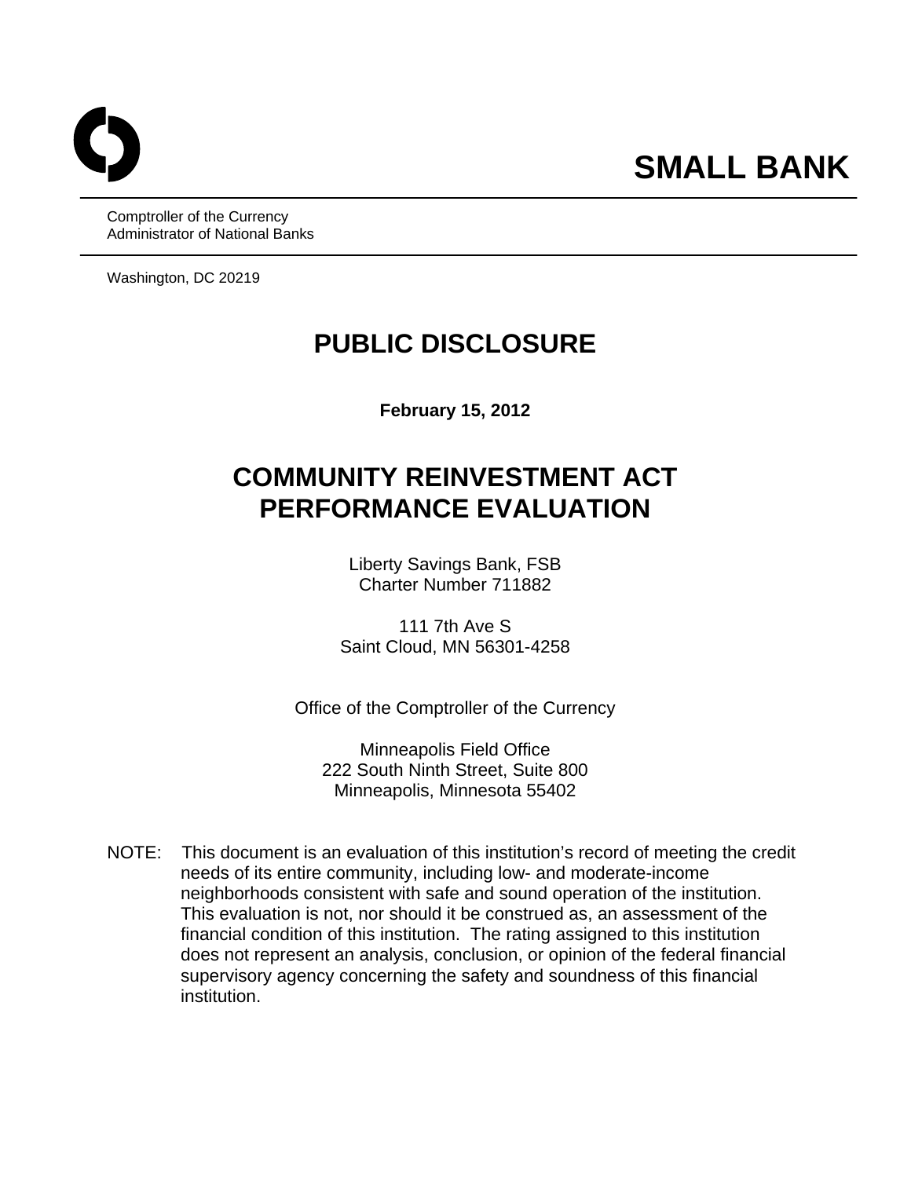# SMALL BANK

Comptroller of the Currency
Administrator of National Banks

Washington, DC 20219

# PUBLIC DISCLOSURE

**February 15, 2012**

# COMMUNITY REINVESTMENT ACT PERFORMANCE EVALUATION

Liberty Savings Bank, FSB
Charter Number 711882

111 7th Ave S
Saint Cloud, MN 56301-4258

Office of the Comptroller of the Currency

Minneapolis Field Office
222 South Ninth Street, Suite 800
Minneapolis, Minnesota 55402

NOTE: This document is an evaluation of this institution's record of meeting the credit needs of its entire community, including low- and moderate-income neighborhoods consistent with safe and sound operation of the institution. This evaluation is not, nor should it be construed as, an assessment of the financial condition of this institution. The rating assigned to this institution does not represent an analysis, conclusion, or opinion of the federal financial supervisory agency concerning the safety and soundness of this financial institution.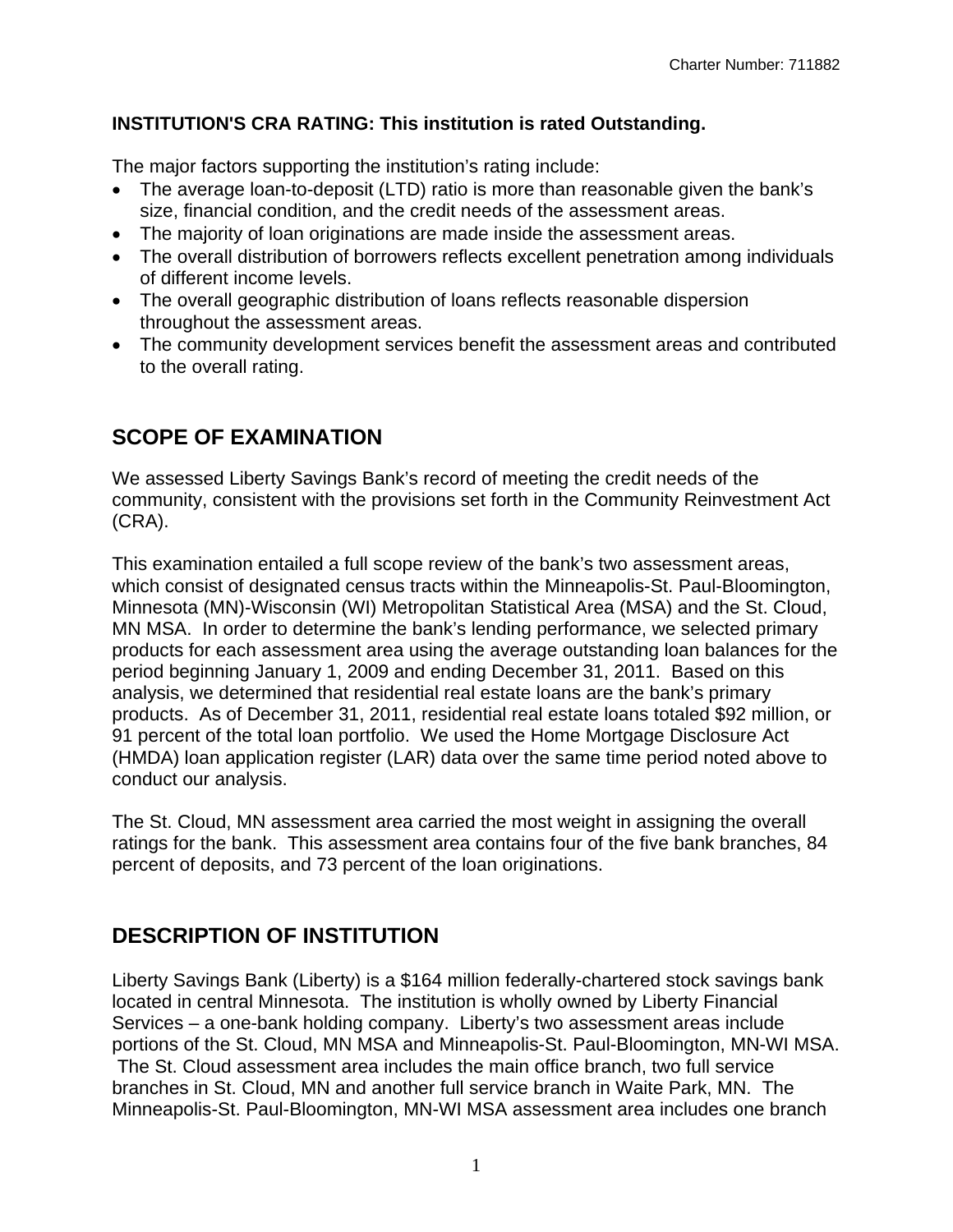**INSTITUTION'S CRA RATING: This institution is rated Outstanding.**

The major factors supporting the institution's rating include:

- The average loan-to-deposit (LTD) ratio is more than reasonable given the bank's size, financial condition, and the credit needs of the assessment areas.
- The majority of loan originations are made inside the assessment areas.
- The overall distribution of borrowers reflects excellent penetration among individuals of different income levels.
- The overall geographic distribution of loans reflects reasonable dispersion throughout the assessment areas.
- The community development services benefit the assessment areas and contributed to the overall rating.

## SCOPE OF EXAMINATION

We assessed Liberty Savings Bank's record of meeting the credit needs of the community, consistent with the provisions set forth in the Community Reinvestment Act (CRA).

This examination entailed a full scope review of the bank's two assessment areas, which consist of designated census tracts within the Minneapolis-St. Paul-Bloomington, Minnesota (MN)-Wisconsin (WI) Metropolitan Statistical Area (MSA) and the St. Cloud, MN MSA. In order to determine the bank's lending performance, we selected primary products for each assessment area using the average outstanding loan balances for the period beginning January 1, 2009 and ending December 31, 2011. Based on this analysis, we determined that residential real estate loans are the bank's primary products. As of December 31, 2011, residential real estate loans totaled $92 million, or 91 percent of the total loan portfolio. We used the Home Mortgage Disclosure Act (HMDA) loan application register (LAR) data over the same time period noted above to conduct our analysis.

The St. Cloud, MN assessment area carried the most weight in assigning the overall ratings for the bank. This assessment area contains four of the five bank branches, 84 percent of deposits, and 73 percent of the loan originations.

## DESCRIPTION OF INSTITUTION

Liberty Savings Bank (Liberty) is a $164 million federally-chartered stock savings bank located in central Minnesota. The institution is wholly owned by Liberty Financial Services – a one-bank holding company. Liberty's two assessment areas include portions of the St. Cloud, MN MSA and Minneapolis-St. Paul-Bloomington, MN-WI MSA. The St. Cloud assessment area includes the main office branch, two full service branches in St. Cloud, MN and another full service branch in Waite Park, MN. The Minneapolis-St. Paul-Bloomington, MN-WI MSA assessment area includes one branch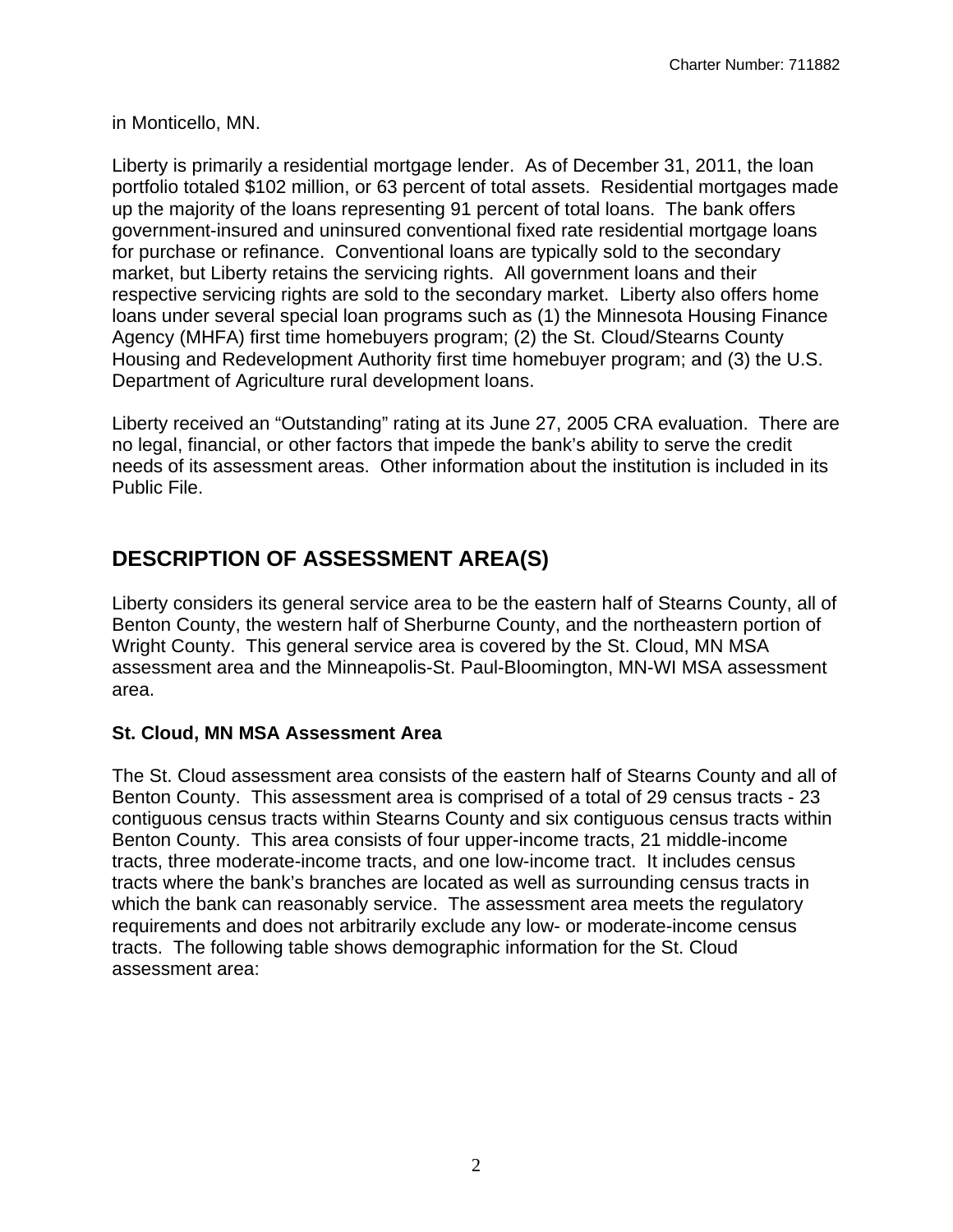in Monticello, MN.

Liberty is primarily a residential mortgage lender. As of December 31, 2011, the loan portfolio totaled $102 million, or 63 percent of total assets. Residential mortgages made up the majority of the loans representing 91 percent of total loans. The bank offers government-insured and uninsured conventional fixed rate residential mortgage loans for purchase or refinance. Conventional loans are typically sold to the secondary market, but Liberty retains the servicing rights. All government loans and their respective servicing rights are sold to the secondary market. Liberty also offers home loans under several special loan programs such as (1) the Minnesota Housing Finance Agency (MHFA) first time homebuyers program; (2) the St. Cloud/Stearns County Housing and Redevelopment Authority first time homebuyer program; and (3) the U.S. Department of Agriculture rural development loans.

Liberty received an "Outstanding" rating at its June 27, 2005 CRA evaluation. There are no legal, financial, or other factors that impede the bank's ability to serve the credit needs of its assessment areas. Other information about the institution is included in its Public File.

## DESCRIPTION OF ASSESSMENT AREA(S)

Liberty considers its general service area to be the eastern half of Stearns County, all of Benton County, the western half of Sherburne County, and the northeastern portion of Wright County. This general service area is covered by the St. Cloud, MN MSA assessment area and the Minneapolis-St. Paul-Bloomington, MN-WI MSA assessment area.

### St. Cloud, MN MSA Assessment Area

The St. Cloud assessment area consists of the eastern half of Stearns County and all of Benton County. This assessment area is comprised of a total of 29 census tracts - 23 contiguous census tracts within Stearns County and six contiguous census tracts within Benton County. This area consists of four upper-income tracts, 21 middle-income tracts, three moderate-income tracts, and one low-income tract. It includes census tracts where the bank's branches are located as well as surrounding census tracts in which the bank can reasonably service. The assessment area meets the regulatory requirements and does not arbitrarily exclude any low- or moderate-income census tracts. The following table shows demographic information for the St. Cloud assessment area: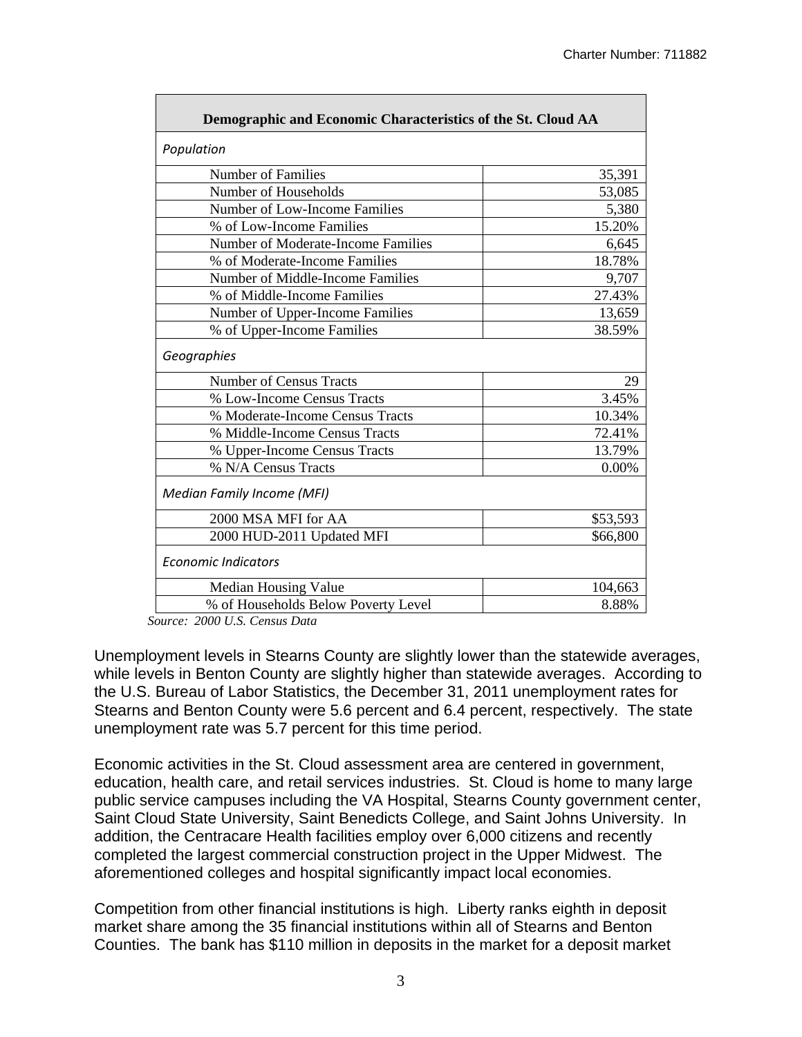| Demographic and Economic Characteristics of the St. Cloud AA | |
|---|---|
| *Population* | |
| Number of Families | 35,391 |
| Number of Households | 53,085 |
| Number of Low-Income Families | 5,380 |
| % of Low-Income Families | 15.20% |
| Number of Moderate-Income Families | 6,645 |
| % of Moderate-Income Families | 18.78% |
| Number of Middle-Income Families | 9,707 |
| % of Middle-Income Families | 27.43% |
| Number of Upper-Income Families | 13,659 |
| % of Upper-Income Families | 38.59% |
| *Geographies* | |
| Number of Census Tracts | 29 |
| % Low-Income Census Tracts | 3.45% |
| % Moderate-Income Census Tracts | 10.34% |
| % Middle-Income Census Tracts | 72.41% |
| % Upper-Income Census Tracts | 13.79% |
| % N/A Census Tracts | 0.00% |
| *Median Family Income (MFI)* | |
| 2000 MSA MFI for AA | $53,593 |
| 2000 HUD-2011 Updated MFI | $66,800 |
| *Economic Indicators* | |
| Median Housing Value | 104,663 |
| % of Households Below Poverty Level | 8.88% |

*Source: 2000 U.S. Census Data*

Unemployment levels in Stearns County are slightly lower than the statewide averages, while levels in Benton County are slightly higher than statewide averages. According to the U.S. Bureau of Labor Statistics, the December 31, 2011 unemployment rates for Stearns and Benton County were 5.6 percent and 6.4 percent, respectively. The state unemployment rate was 5.7 percent for this time period.

Economic activities in the St. Cloud assessment area are centered in government, education, health care, and retail services industries. St. Cloud is home to many large public service campuses including the VA Hospital, Stearns County government center, Saint Cloud State University, Saint Benedicts College, and Saint Johns University. In addition, the Centracare Health facilities employ over 6,000 citizens and recently completed the largest commercial construction project in the Upper Midwest. The aforementioned colleges and hospital significantly impact local economies.

Competition from other financial institutions is high. Liberty ranks eighth in deposit market share among the 35 financial institutions within all of Stearns and Benton Counties. The bank has $110 million in deposits in the market for a deposit market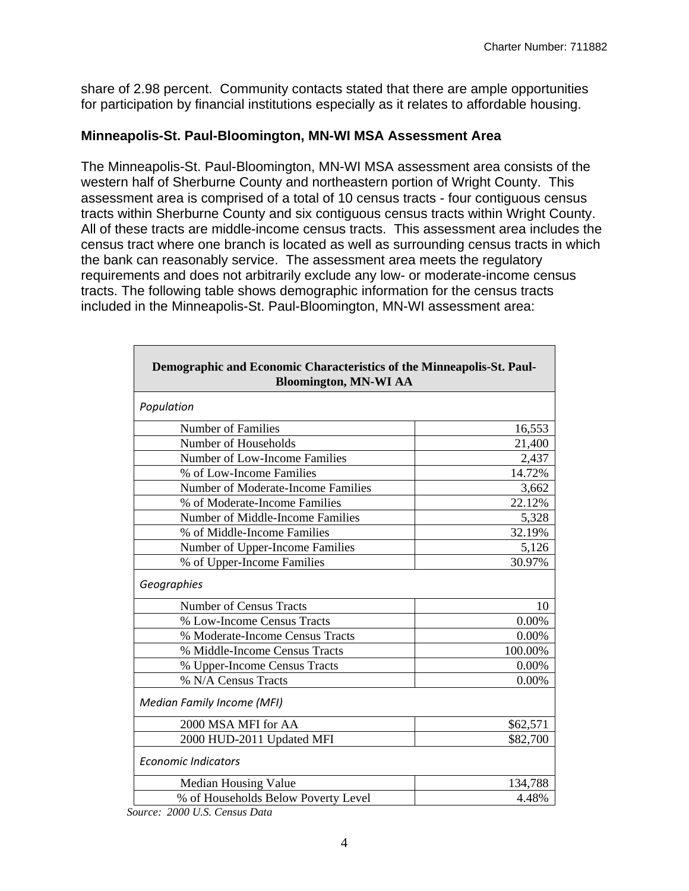share of 2.98 percent. Community contacts stated that there are ample opportunities for participation by financial institutions especially as it relates to affordable housing.

**Minneapolis-St. Paul-Bloomington, MN-WI MSA Assessment Area**

The Minneapolis-St. Paul-Bloomington, MN-WI MSA assessment area consists of the western half of Sherburne County and northeastern portion of Wright County. This assessment area is comprised of a total of 10 census tracts - four contiguous census tracts within Sherburne County and six contiguous census tracts within Wright County. All of these tracts are middle-income census tracts. This assessment area includes the census tract where one branch is located as well as surrounding census tracts in which the bank can reasonably service. The assessment area meets the regulatory requirements and does not arbitrarily exclude any low- or moderate-income census tracts. The following table shows demographic information for the census tracts included in the Minneapolis-St. Paul-Bloomington, MN-WI assessment area:

| **Demographic and Economic Characteristics of the Minneapolis-St. Paul-Bloomington, MN-WI AA** | |
|---|---|
| *Population* | |
| Number of Families | 16,553 |
| Number of Households | 21,400 |
| Number of Low-Income Families | 2,437 |
| % of Low-Income Families | 14.72% |
| Number of Moderate-Income Families | 3,662 |
| % of Moderate-Income Families | 22.12% |
| Number of Middle-Income Families | 5,328 |
| % of Middle-Income Families | 32.19% |
| Number of Upper-Income Families | 5,126 |
| % of Upper-Income Families | 30.97% |
| *Geographies* | |
| Number of Census Tracts | 10 |
| % Low-Income Census Tracts | 0.00% |
| % Moderate-Income Census Tracts | 0.00% |
| % Middle-Income Census Tracts | 100.00% |
| % Upper-Income Census Tracts | 0.00% |
| % N/A Census Tracts | 0.00% |
| *Median Family Income (MFI)* | |
| 2000 MSA MFI for AA | $62,571 |
| 2000 HUD-2011 Updated MFI | $82,700 |
| *Economic Indicators* | |
| Median Housing Value | 134,788 |
| % of Households Below Poverty Level | 4.48% |

*Source: 2000 U.S. Census Data*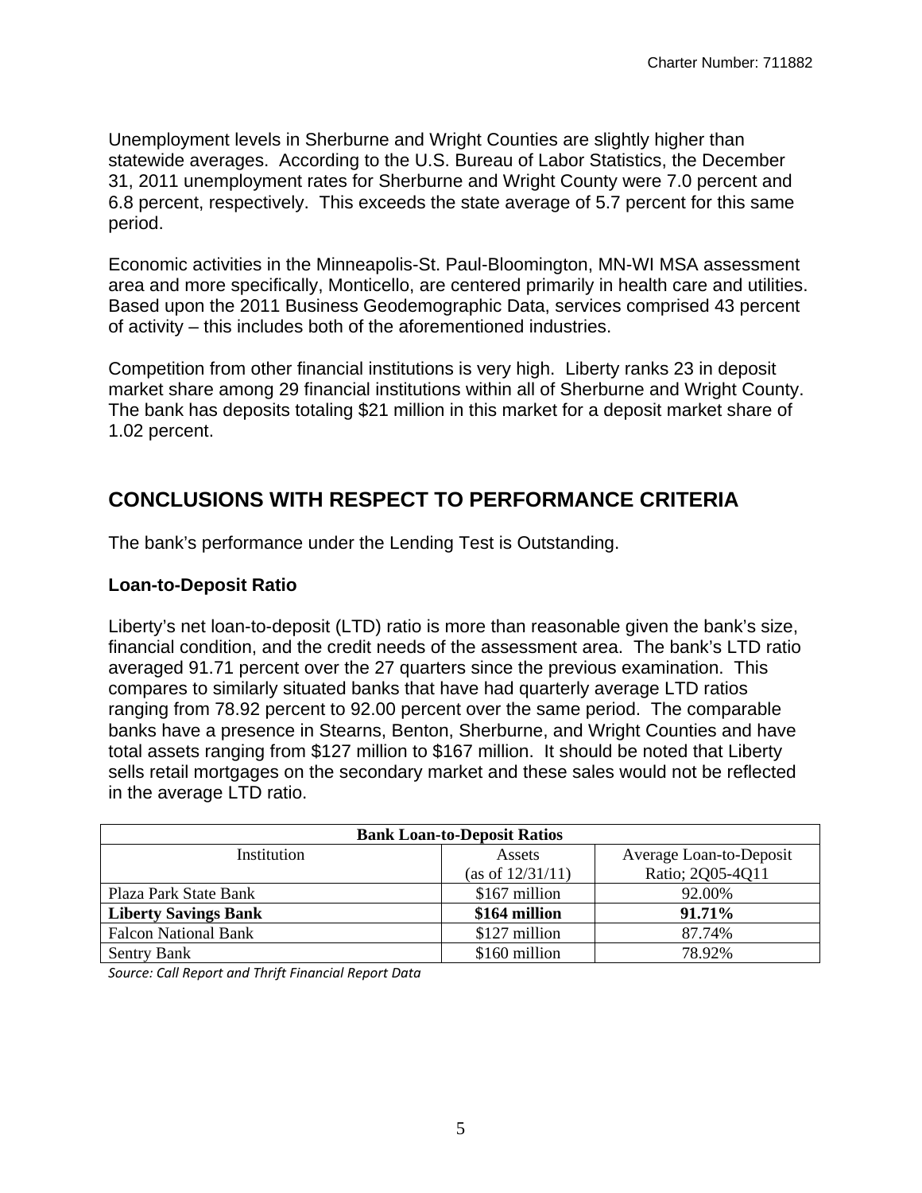Unemployment levels in Sherburne and Wright Counties are slightly higher than statewide averages. According to the U.S. Bureau of Labor Statistics, the December 31, 2011 unemployment rates for Sherburne and Wright County were 7.0 percent and 6.8 percent, respectively. This exceeds the state average of 5.7 percent for this same period.

Economic activities in the Minneapolis-St. Paul-Bloomington, MN-WI MSA assessment area and more specifically, Monticello, are centered primarily in health care and utilities. Based upon the 2011 Business Geodemographic Data, services comprised 43 percent of activity – this includes both of the aforementioned industries.

Competition from other financial institutions is very high. Liberty ranks 23 in deposit market share among 29 financial institutions within all of Sherburne and Wright County. The bank has deposits totaling $21 million in this market for a deposit market share of 1.02 percent.

## CONCLUSIONS WITH RESPECT TO PERFORMANCE CRITERIA

The bank's performance under the Lending Test is Outstanding.

### Loan-to-Deposit Ratio

Liberty's net loan-to-deposit (LTD) ratio is more than reasonable given the bank's size, financial condition, and the credit needs of the assessment area. The bank's LTD ratio averaged 91.71 percent over the 27 quarters since the previous examination. This compares to similarly situated banks that have had quarterly average LTD ratios ranging from 78.92 percent to 92.00 percent over the same period. The comparable banks have a presence in Stearns, Benton, Sherburne, and Wright Counties and have total assets ranging from $127 million to $167 million. It should be noted that Liberty sells retail mortgages on the secondary market and these sales would not be reflected in the average LTD ratio.

| Bank Loan-to-Deposit Ratios | | |
|---|---|---|
| Institution | Assets (as of 12/31/11) | Average Loan-to-Deposit Ratio; 2Q05-4Q11 |
| Plaza Park State Bank | $167 million | 92.00% |
| **Liberty Savings Bank** | **$164 million** | **91.71%** |
| Falcon National Bank | $127 million | 87.74% |
| Sentry Bank | $160 million | 78.92% |

*Source: Call Report and Thrift Financial Report Data*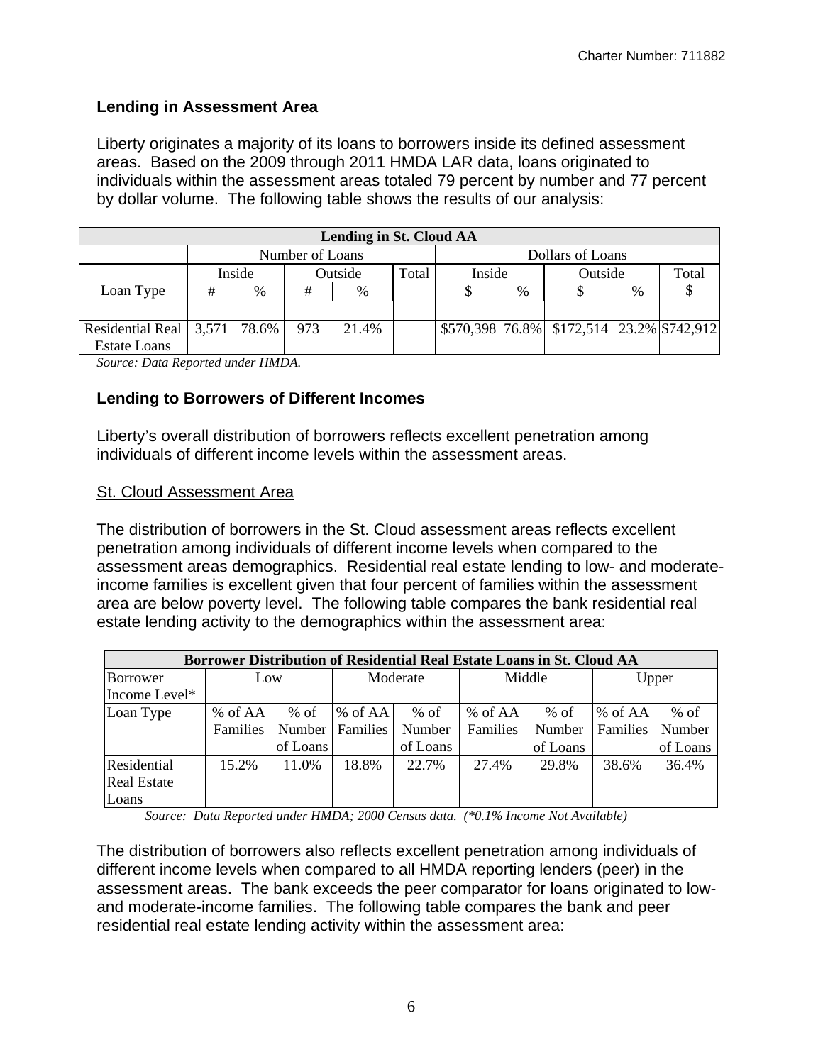### Lending in Assessment Area

Liberty originates a majority of its loans to borrowers inside its defined assessment areas. Based on the 2009 through 2011 HMDA LAR data, loans originated to individuals within the assessment areas totaled 79 percent by number and 77 percent by dollar volume. The following table shows the results of our analysis:

| Lending in St. Cloud AA | | | | | | | | | | |
|---|---|---|---|---|---|---|---|---|---|---|
| | Number of Loans | | | | | Dollars of Loans | | | | |
| | Inside | | Outside | | Total | Inside | | Outside | | Total |
| Loan Type | # | % | # | % | | $ | % | $ | % | $ |
| Residential Real Estate Loans | 3,571 | 78.6% | 973 | 21.4% | | $570,398 | 76.8% | $172,514 | 23.2% | $742,912 |

*Source: Data Reported under HMDA.*

### Lending to Borrowers of Different Incomes

Liberty's overall distribution of borrowers reflects excellent penetration among individuals of different income levels within the assessment areas.

St. Cloud Assessment Area

The distribution of borrowers in the St. Cloud assessment areas reflects excellent penetration among individuals of different income levels when compared to the assessment areas demographics. Residential real estate lending to low- and moderate-income families is excellent given that four percent of families within the assessment area are below poverty level. The following table compares the bank residential real estate lending activity to the demographics within the assessment area:

| Borrower Distribution of Residential Real Estate Loans in St. Cloud AA | | | | | | | | |
|---|---|---|---|---|---|---|---|---|
| Borrower Income Level* | Low | | Moderate | | Middle | | Upper | |
| Loan Type | % of AA Families | % of Number of Loans | % of AA Families | % of Number of Loans | % of AA Families | % of Number of Loans | % of AA Families | % of Number of Loans |
| Residential Real Estate Loans | 15.2% | 11.0% | 18.8% | 22.7% | 27.4% | 29.8% | 38.6% | 36.4% |

*Source: Data Reported under HMDA; 2000 Census data. (*0.1% Income Not Available)*

The distribution of borrowers also reflects excellent penetration among individuals of different income levels when compared to all HMDA reporting lenders (peer) in the assessment areas. The bank exceeds the peer comparator for loans originated to low- and moderate-income families. The following table compares the bank and peer residential real estate lending activity within the assessment area: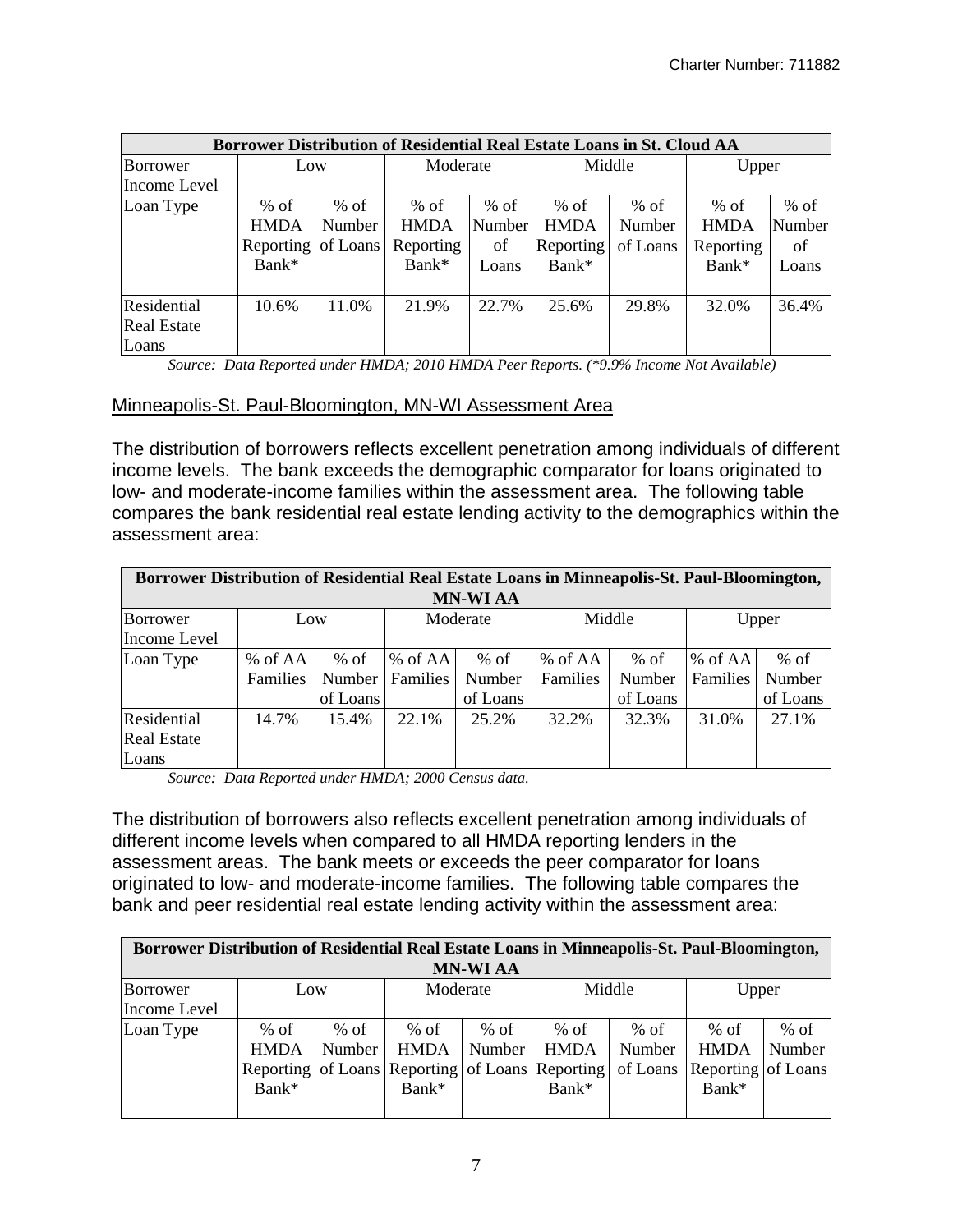| Borrower Distribution of Residential Real Estate Loans in St. Cloud AA | | | | | | | | |
|---|---|---|---|---|---|---|---|---|
| Borrower Income Level | Low | | Moderate | | Middle | | Upper | |
| Loan Type | % of HMDA Reporting Bank* | % of Number of Loans | % of HMDA Reporting Bank* | % of Number of Loans | % of HMDA Reporting Bank* | % of Number of Loans | % of HMDA Reporting Bank* | % of Number of Loans |
| Residential Real Estate Loans | 10.6% | 11.0% | 21.9% | 22.7% | 25.6% | 29.8% | 32.0% | 36.4% |

*Source: Data Reported under HMDA; 2010 HMDA Peer Reports. (*9.9% Income Not Available)*

Minneapolis-St. Paul-Bloomington, MN-WI Assessment Area

The distribution of borrowers reflects excellent penetration among individuals of different income levels. The bank exceeds the demographic comparator for loans originated to low- and moderate-income families within the assessment area. The following table compares the bank residential real estate lending activity to the demographics within the assessment area:

| Borrower Distribution of Residential Real Estate Loans in Minneapolis-St. Paul-Bloomington, MN-WI AA | | | | | | | | |
|---|---|---|---|---|---|---|---|---|
| Borrower Income Level | Low | | Moderate | | Middle | | Upper | |
| Loan Type | % of AA Families | % of Number of Loans | % of AA Families | % of Number of Loans | % of AA Families | % of Number of Loans | % of AA Families | % of Number of Loans |
| Residential Real Estate Loans | 14.7% | 15.4% | 22.1% | 25.2% | 32.2% | 32.3% | 31.0% | 27.1% |

*Source: Data Reported under HMDA; 2000 Census data.*

The distribution of borrowers also reflects excellent penetration among individuals of different income levels when compared to all HMDA reporting lenders in the assessment areas. The bank meets or exceeds the peer comparator for loans originated to low- and moderate-income families. The following table compares the bank and peer residential real estate lending activity within the assessment area:

| Borrower Distribution of Residential Real Estate Loans in Minneapolis-St. Paul-Bloomington, MN-WI AA | | | | | | | | |
|---|---|---|---|---|---|---|---|---|
| Borrower Income Level | Low | | Moderate | | Middle | | Upper | |
| Loan Type | % of HMDA Reporting Bank* | % of Number of Loans | % of HMDA Reporting Bank* | % of Number of Loans | % of HMDA Reporting Bank* | % of Number of Loans | % of HMDA Reporting Bank* | % of Number of Loans |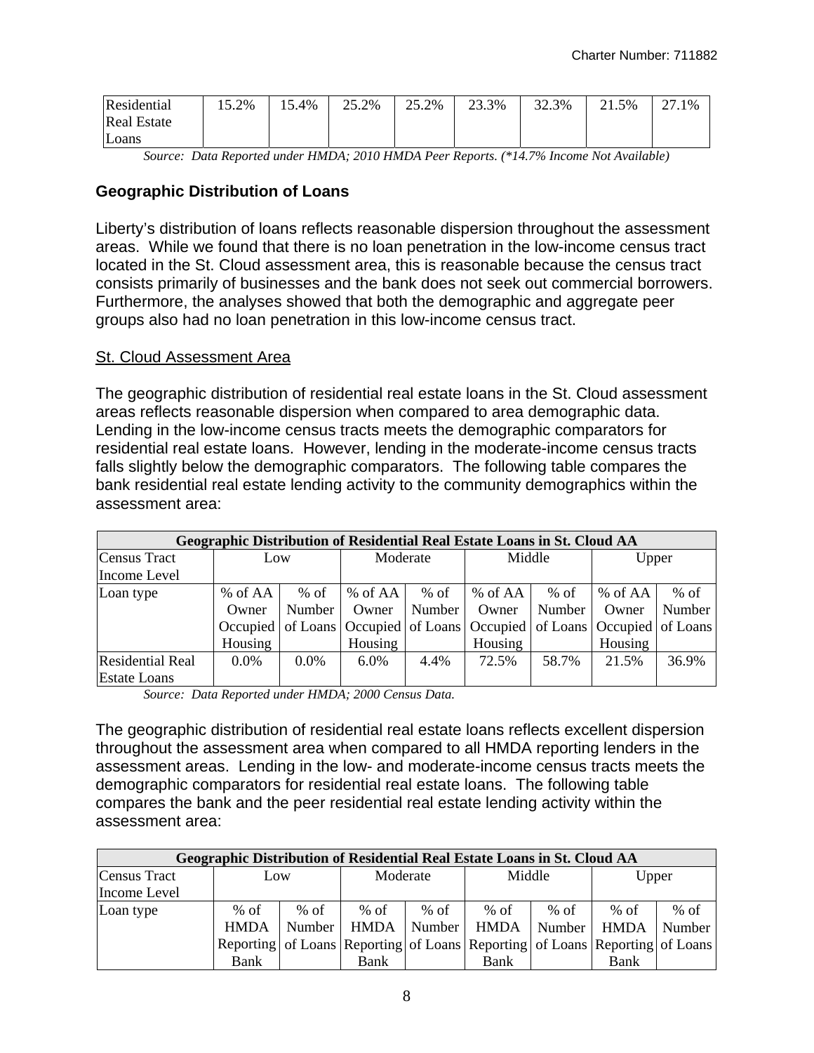| Residential Real Estate Loans | 15.2% | 15.4% | 25.2% | 25.2% | 23.3% | 32.3% | 21.5% | 27.1% |
|---|---|---|---|---|---|---|---|---|

*Source: Data Reported under HMDA; 2010 HMDA Peer Reports. (\*14.7% Income Not Available)*

### Geographic Distribution of Loans

Liberty's distribution of loans reflects reasonable dispersion throughout the assessment areas. While we found that there is no loan penetration in the low-income census tract located in the St. Cloud assessment area, this is reasonable because the census tract consists primarily of businesses and the bank does not seek out commercial borrowers. Furthermore, the analyses showed that both the demographic and aggregate peer groups also had no loan penetration in this low-income census tract.

<u>St. Cloud Assessment Area</u>

The geographic distribution of residential real estate loans in the St. Cloud assessment areas reflects reasonable dispersion when compared to area demographic data. Lending in the low-income census tracts meets the demographic comparators for residential real estate loans. However, lending in the moderate-income census tracts falls slightly below the demographic comparators. The following table compares the bank residential real estate lending activity to the community demographics within the assessment area:

| Geographic Distribution of Residential Real Estate Loans in St. Cloud AA | | | | | | | | |
|---|---|---|---|---|---|---|---|---|
| Census Tract Income Level | Low | | Moderate | | Middle | | Upper | |
| Loan type | % of AA Owner Occupied Housing | % of Number of Loans | % of AA Owner Occupied Housing | % of Number of Loans | % of AA Owner Occupied Housing | % of Number of Loans | % of AA Owner Occupied Housing | % of Number of Loans |
| Residential Real Estate Loans | 0.0% | 0.0% | 6.0% | 4.4% | 72.5% | 58.7% | 21.5% | 36.9% |

*Source: Data Reported under HMDA; 2000 Census Data.*

The geographic distribution of residential real estate loans reflects excellent dispersion throughout the assessment area when compared to all HMDA reporting lenders in the assessment areas. Lending in the low- and moderate-income census tracts meets the demographic comparators for residential real estate loans. The following table compares the bank and the peer residential real estate lending activity within the assessment area:

| Geographic Distribution of Residential Real Estate Loans in St. Cloud AA | | | | | | | | |
|---|---|---|---|---|---|---|---|---|
| Census Tract Income Level | Low | | Moderate | | Middle | | Upper | |
| Loan type | % of HMDA Reporting Bank | % of Number of Loans | % of HMDA Reporting Bank | % of Number of Loans | % of HMDA Reporting Bank | % of Number of Loans | % of HMDA Reporting Bank | % of Number of Loans |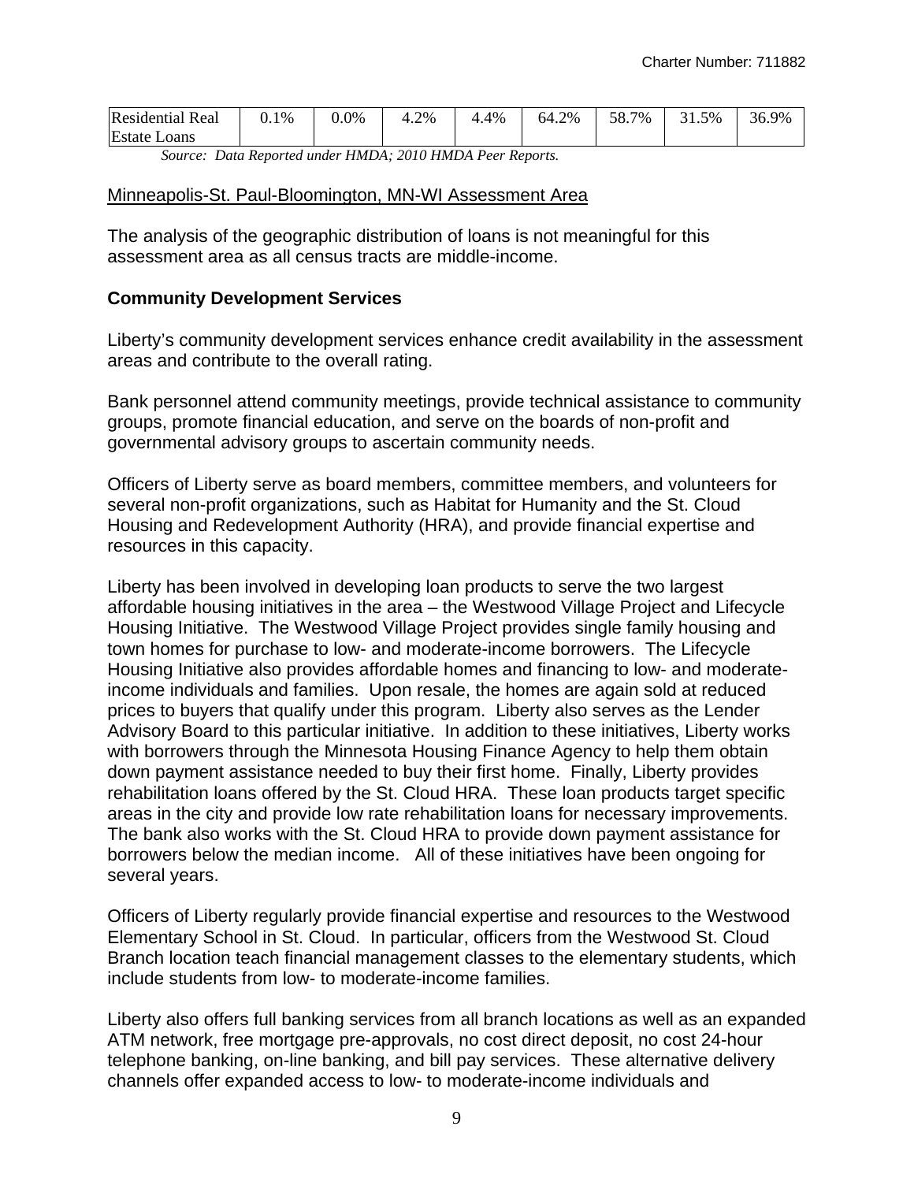| Residential Real Estate Loans | 0.1% | 0.0% | 4.2% | 4.4% | 64.2% | 58.7% | 31.5% | 36.9% |
|---|---|---|---|---|---|---|---|---|

*Source: Data Reported under HMDA; 2010 HMDA Peer Reports.*

Minneapolis-St. Paul-Bloomington, MN-WI Assessment Area

The analysis of the geographic distribution of loans is not meaningful for this assessment area as all census tracts are middle-income.

**Community Development Services**

Liberty's community development services enhance credit availability in the assessment areas and contribute to the overall rating.

Bank personnel attend community meetings, provide technical assistance to community groups, promote financial education, and serve on the boards of non-profit and governmental advisory groups to ascertain community needs.

Officers of Liberty serve as board members, committee members, and volunteers for several non-profit organizations, such as Habitat for Humanity and the St. Cloud Housing and Redevelopment Authority (HRA), and provide financial expertise and resources in this capacity.

Liberty has been involved in developing loan products to serve the two largest affordable housing initiatives in the area – the Westwood Village Project and Lifecycle Housing Initiative. The Westwood Village Project provides single family housing and town homes for purchase to low- and moderate-income borrowers. The Lifecycle Housing Initiative also provides affordable homes and financing to low- and moderate-income individuals and families. Upon resale, the homes are again sold at reduced prices to buyers that qualify under this program. Liberty also serves as the Lender Advisory Board to this particular initiative. In addition to these initiatives, Liberty works with borrowers through the Minnesota Housing Finance Agency to help them obtain down payment assistance needed to buy their first home. Finally, Liberty provides rehabilitation loans offered by the St. Cloud HRA. These loan products target specific areas in the city and provide low rate rehabilitation loans for necessary improvements. The bank also works with the St. Cloud HRA to provide down payment assistance for borrowers below the median income. All of these initiatives have been ongoing for several years.

Officers of Liberty regularly provide financial expertise and resources to the Westwood Elementary School in St. Cloud. In particular, officers from the Westwood St. Cloud Branch location teach financial management classes to the elementary students, which include students from low- to moderate-income families.

Liberty also offers full banking services from all branch locations as well as an expanded ATM network, free mortgage pre-approvals, no cost direct deposit, no cost 24-hour telephone banking, on-line banking, and bill pay services. These alternative delivery channels offer expanded access to low- to moderate-income individuals and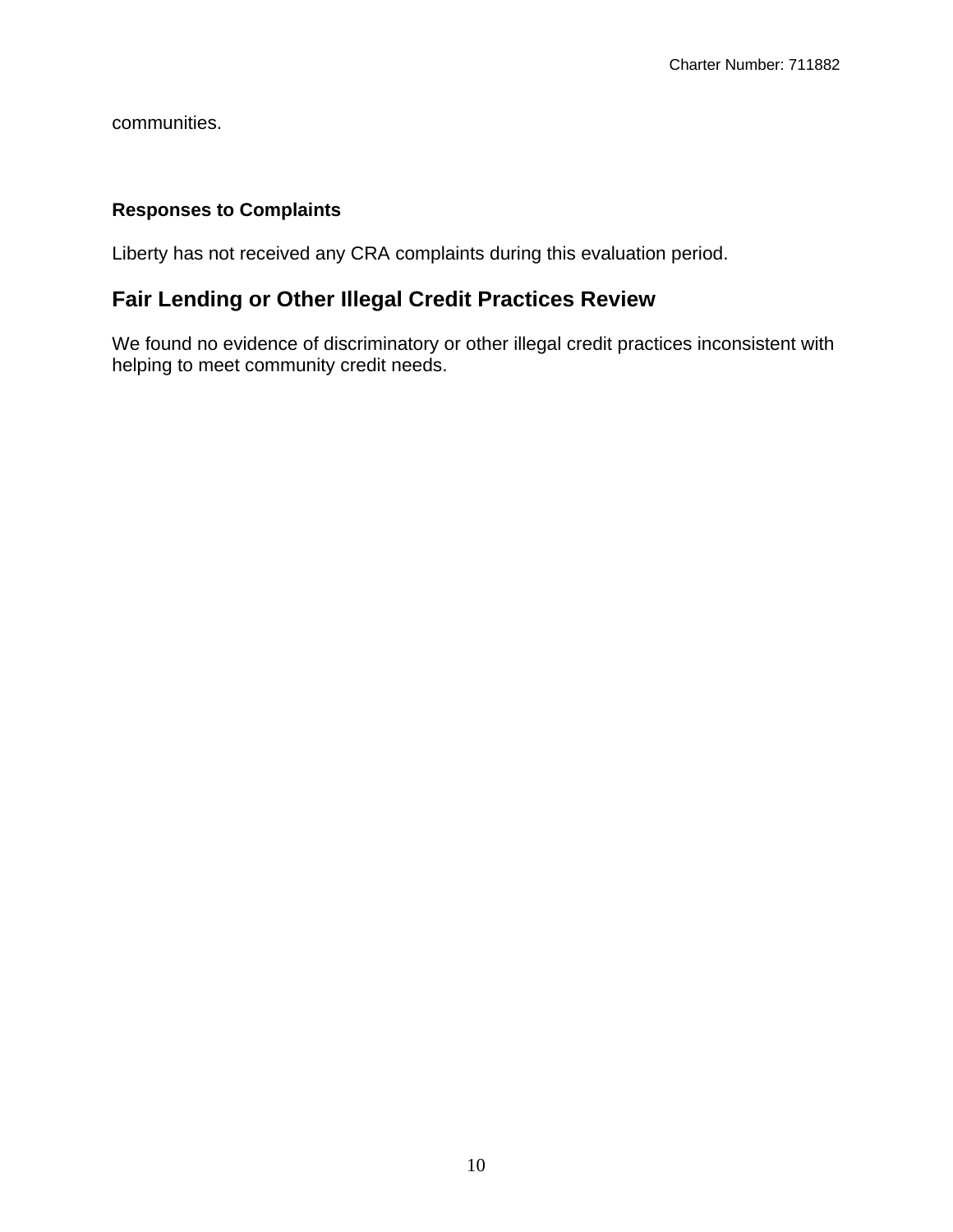communities.

### Responses to Complaints

Liberty has not received any CRA complaints during this evaluation period.

## Fair Lending or Other Illegal Credit Practices Review

We found no evidence of discriminatory or other illegal credit practices inconsistent with helping to meet community credit needs.